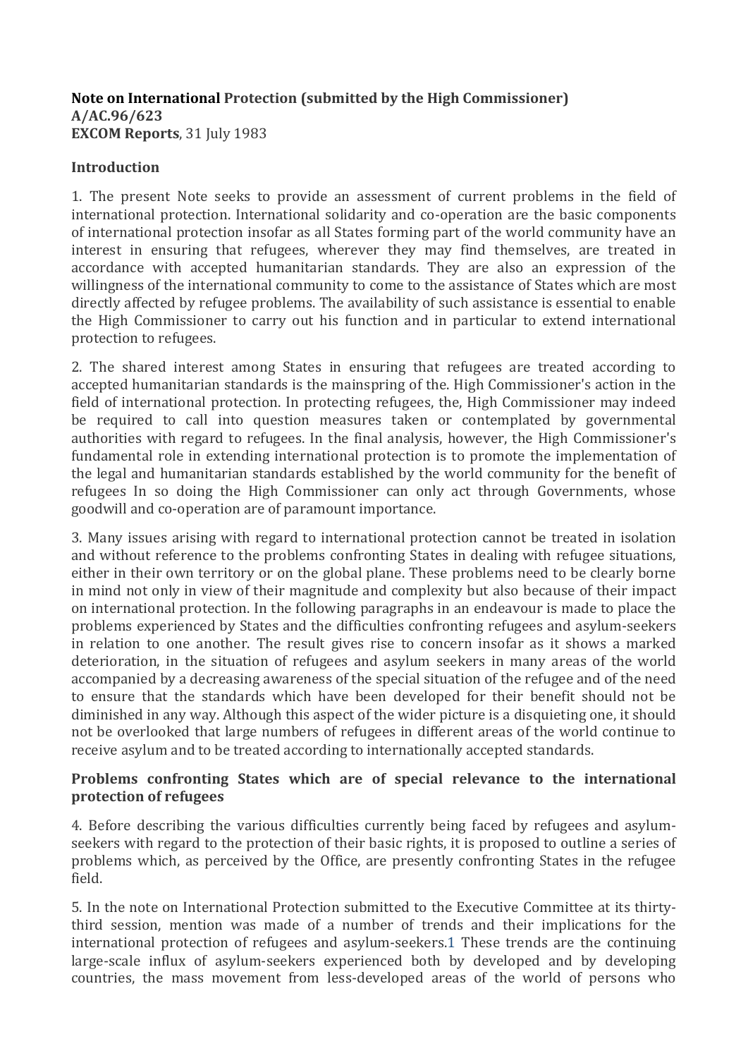**Note on International Protection (submitted by the High Commissioner)**
**A/AC.96/623**
**EXCOM Reports**, 31 July 1983

**Introduction**

1. The present Note seeks to provide an assessment of current problems in the field of international protection. International solidarity and co-operation are the basic components of international protection insofar as all States forming part of the world community have an interest in ensuring that refugees, wherever they may find themselves, are treated in accordance with accepted humanitarian standards. They are also an expression of the willingness of the international community to come to the assistance of States which are most directly affected by refugee problems. The availability of such assistance is essential to enable the High Commissioner to carry out his function and in particular to extend international protection to refugees.

2. The shared interest among States in ensuring that refugees are treated according to accepted humanitarian standards is the mainspring of the. High Commissioner's action in the field of international protection. In protecting refugees, the, High Commissioner may indeed be required to call into question measures taken or contemplated by governmental authorities with regard to refugees. In the final analysis, however, the High Commissioner's fundamental role in extending international protection is to promote the implementation of the legal and humanitarian standards established by the world community for the benefit of refugees In so doing the High Commissioner can only act through Governments, whose goodwill and co-operation are of paramount importance.

3. Many issues arising with regard to international protection cannot be treated in isolation and without reference to the problems confronting States in dealing with refugee situations, either in their own territory or on the global plane. These problems need to be clearly borne in mind not only in view of their magnitude and complexity but also because of their impact on international protection. In the following paragraphs in an endeavour is made to place the problems experienced by States and the difficulties confronting refugees and asylum-seekers in relation to one another. The result gives rise to concern insofar as it shows a marked deterioration, in the situation of refugees and asylum seekers in many areas of the world accompanied by a decreasing awareness of the special situation of the refugee and of the need to ensure that the standards which have been developed for their benefit should not be diminished in any way. Although this aspect of the wider picture is a disquieting one, it should not be overlooked that large numbers of refugees in different areas of the world continue to receive asylum and to be treated according to internationally accepted standards.

**Problems confronting States which are of special relevance to the international protection of refugees**

4. Before describing the various difficulties currently being faced by refugees and asylum-seekers with regard to the protection of their basic rights, it is proposed to outline a series of problems which, as perceived by the Office, are presently confronting States in the refugee field.

5. In the note on International Protection submitted to the Executive Committee at its thirty-third session, mention was made of a number of trends and their implications for the international protection of refugees and asylum-seekers.[1] These trends are the continuing large-scale influx of asylum-seekers experienced both by developed and by developing countries, the mass movement from less-developed areas of the world of persons who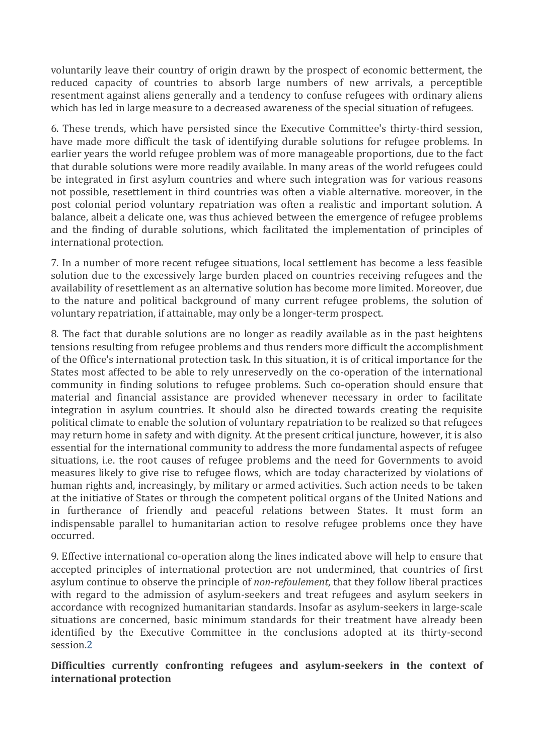voluntarily leave their country of origin drawn by the prospect of economic betterment, the reduced capacity of countries to absorb large numbers of new arrivals, a perceptible resentment against aliens generally and a tendency to confuse refugees with ordinary aliens which has led in large measure to a decreased awareness of the special situation of refugees.

6. These trends, which have persisted since the Executive Committee's thirty-third session, have made more difficult the task of identifying durable solutions for refugee problems. In earlier years the world refugee problem was of more manageable proportions, due to the fact that durable solutions were more readily available. In many areas of the world refugees could be integrated in first asylum countries and where such integration was for various reasons not possible, resettlement in third countries was often a viable alternative. moreover, in the post colonial period voluntary repatriation was often a realistic and important solution. A balance, albeit a delicate one, was thus achieved between the emergence of refugee problems and the finding of durable solutions, which facilitated the implementation of principles of international protection.

7. In a number of more recent refugee situations, local settlement has become a less feasible solution due to the excessively large burden placed on countries receiving refugees and the availability of resettlement as an alternative solution has become more limited. Moreover, due to the nature and political background of many current refugee problems, the solution of voluntary repatriation, if attainable, may only be a longer-term prospect.

8. The fact that durable solutions are no longer as readily available as in the past heightens tensions resulting from refugee problems and thus renders more difficult the accomplishment of the Office's international protection task. In this situation, it is of critical importance for the States most affected to be able to rely unreservedly on the co-operation of the international community in finding solutions to refugee problems. Such co-operation should ensure that material and financial assistance are provided whenever necessary in order to facilitate integration in asylum countries. It should also be directed towards creating the requisite political climate to enable the solution of voluntary repatriation to be realized so that refugees may return home in safety and with dignity. At the present critical juncture, however, it is also essential for the international community to address the more fundamental aspects of refugee situations, i.e. the root causes of refugee problems and the need for Governments to avoid measures likely to give rise to refugee flows, which are today characterized by violations of human rights and, increasingly, by military or armed activities. Such action needs to be taken at the initiative of States or through the competent political organs of the United Nations and in furtherance of friendly and peaceful relations between States. It must form an indispensable parallel to humanitarian action to resolve refugee problems once they have occurred.

9. Effective international co-operation along the lines indicated above will help to ensure that accepted principles of international protection are not undermined, that countries of first asylum continue to observe the principle of *non-refoulement*, that they follow liberal practices with regard to the admission of asylum-seekers and treat refugees and asylum seekers in accordance with recognized humanitarian standards. Insofar as asylum-seekers in large-scale situations are concerned, basic minimum standards for their treatment have already been identified by the Executive Committee in the conclusions adopted at its thirty-second session.[2]

**Difficulties currently confronting refugees and asylum-seekers in the context of international protection**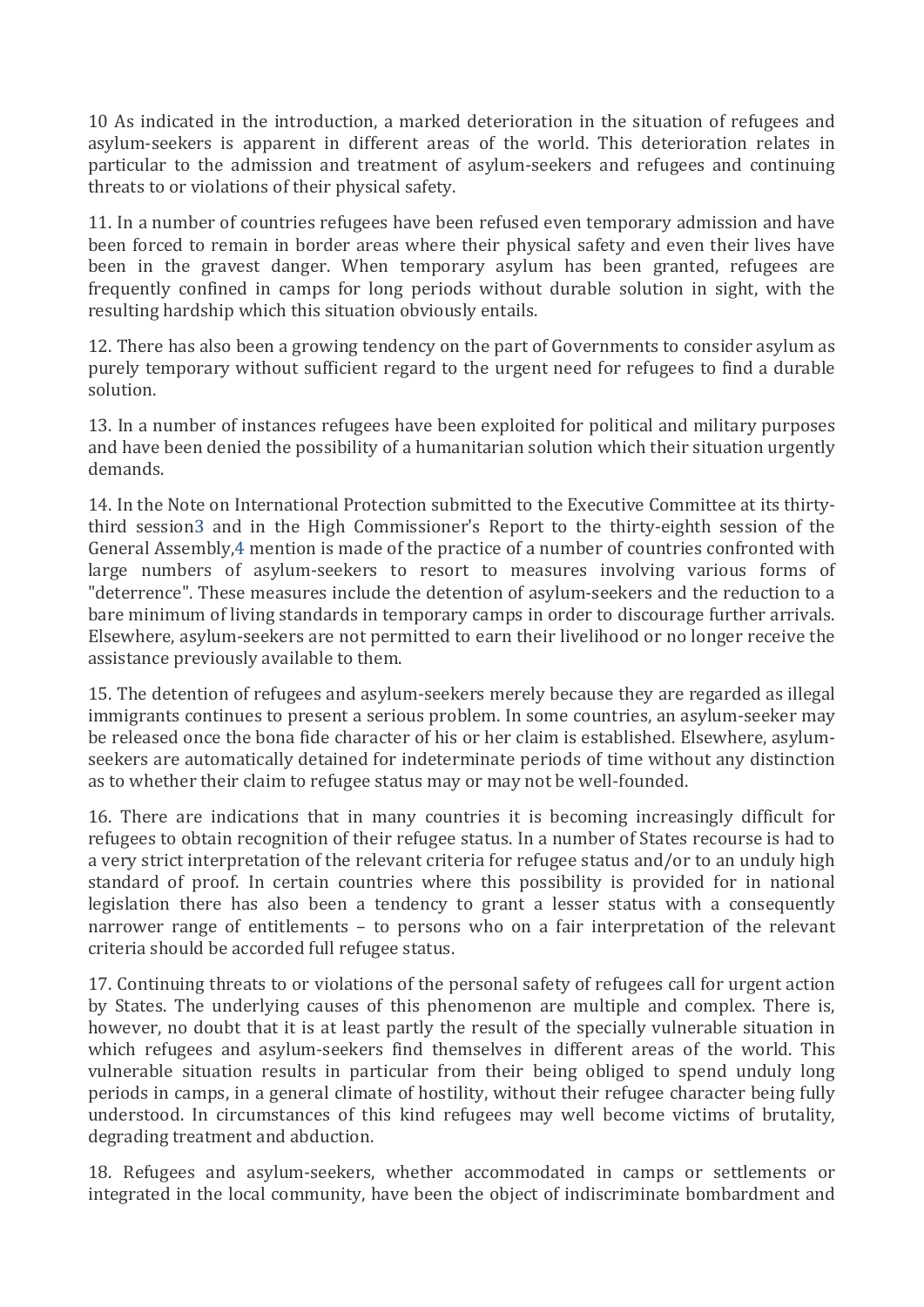10 As indicated in the introduction, a marked deterioration in the situation of refugees and asylum-seekers is apparent in different areas of the world. This deterioration relates in particular to the admission and treatment of asylum-seekers and refugees and continuing threats to or violations of their physical safety.

11. In a number of countries refugees have been refused even temporary admission and have been forced to remain in border areas where their physical safety and even their lives have been in the gravest danger. When temporary asylum has been granted, refugees are frequently confined in camps for long periods without durable solution in sight, with the resulting hardship which this situation obviously entails.

12. There has also been a growing tendency on the part of Governments to consider asylum as purely temporary without sufficient regard to the urgent need for refugees to find a durable solution.

13. In a number of instances refugees have been exploited for political and military purposes and have been denied the possibility of a humanitarian solution which their situation urgently demands.

14. In the Note on International Protection submitted to the Executive Committee at its thirty-third session[3] and in the High Commissioner's Report to the thirty-eighth session of the General Assembly,[4] mention is made of the practice of a number of countries confronted with large numbers of asylum-seekers to resort to measures involving various forms of "deterrence". These measures include the detention of asylum-seekers and the reduction to a bare minimum of living standards in temporary camps in order to discourage further arrivals. Elsewhere, asylum-seekers are not permitted to earn their livelihood or no longer receive the assistance previously available to them.

15. The detention of refugees and asylum-seekers merely because they are regarded as illegal immigrants continues to present a serious problem. In some countries, an asylum-seeker may be released once the bona fide character of his or her claim is established. Elsewhere, asylum-seekers are automatically detained for indeterminate periods of time without any distinction as to whether their claim to refugee status may or may not be well-founded.

16. There are indications that in many countries it is becoming increasingly difficult for refugees to obtain recognition of their refugee status. In a number of States recourse is had to a very strict interpretation of the relevant criteria for refugee status and/or to an unduly high standard of proof. In certain countries where this possibility is provided for in national legislation there has also been a tendency to grant a lesser status with a consequently narrower range of entitlements – to persons who on a fair interpretation of the relevant criteria should be accorded full refugee status.

17. Continuing threats to or violations of the personal safety of refugees call for urgent action by States. The underlying causes of this phenomenon are multiple and complex. There is, however, no doubt that it is at least partly the result of the specially vulnerable situation in which refugees and asylum-seekers find themselves in different areas of the world. This vulnerable situation results in particular from their being obliged to spend unduly long periods in camps, in a general climate of hostility, without their refugee character being fully understood. In circumstances of this kind refugees may well become victims of brutality, degrading treatment and abduction.

18. Refugees and asylum-seekers, whether accommodated in camps or settlements or integrated in the local community, have been the object of indiscriminate bombardment and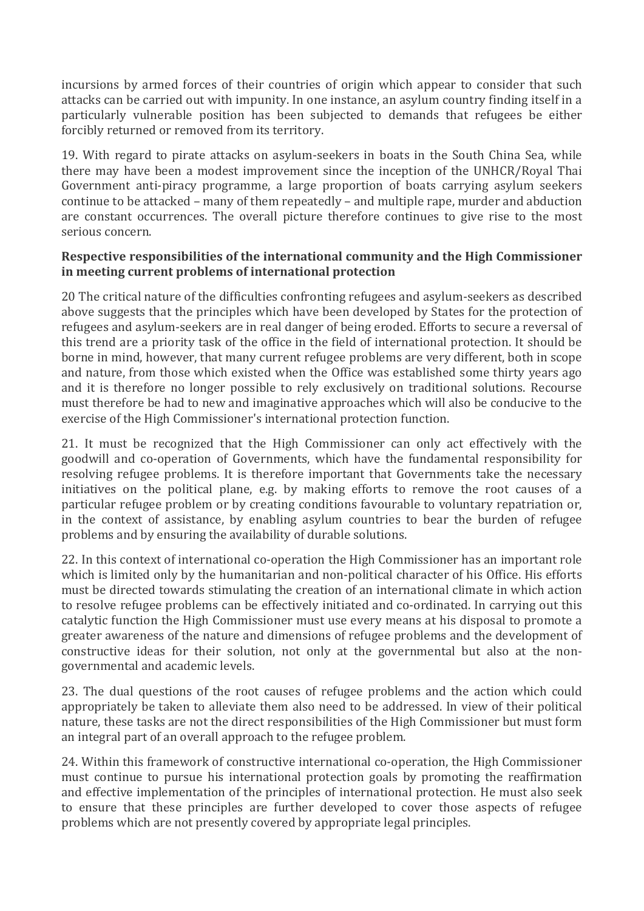incursions by armed forces of their countries of origin which appear to consider that such attacks can be carried out with impunity. In one instance, an asylum country finding itself in a particularly vulnerable position has been subjected to demands that refugees be either forcibly returned or removed from its territory.

19. With regard to pirate attacks on asylum-seekers in boats in the South China Sea, while there may have been a modest improvement since the inception of the UNHCR/Royal Thai Government anti-piracy programme, a large proportion of boats carrying asylum seekers continue to be attacked – many of them repeatedly – and multiple rape, murder and abduction are constant occurrences. The overall picture therefore continues to give rise to the most serious concern.

**Respective responsibilities of the international community and the High Commissioner in meeting current problems of international protection**

20 The critical nature of the difficulties confronting refugees and asylum-seekers as described above suggests that the principles which have been developed by States for the protection of refugees and asylum-seekers are in real danger of being eroded. Efforts to secure a reversal of this trend are a priority task of the office in the field of international protection. It should be borne in mind, however, that many current refugee problems are very different, both in scope and nature, from those which existed when the Office was established some thirty years ago and it is therefore no longer possible to rely exclusively on traditional solutions. Recourse must therefore be had to new and imaginative approaches which will also be conducive to the exercise of the High Commissioner's international protection function.

21. It must be recognized that the High Commissioner can only act effectively with the goodwill and co-operation of Governments, which have the fundamental responsibility for resolving refugee problems. It is therefore important that Governments take the necessary initiatives on the political plane, e.g. by making efforts to remove the root causes of a particular refugee problem or by creating conditions favourable to voluntary repatriation or, in the context of assistance, by enabling asylum countries to bear the burden of refugee problems and by ensuring the availability of durable solutions.

22. In this context of international co-operation the High Commissioner has an important role which is limited only by the humanitarian and non-political character of his Office. His efforts must be directed towards stimulating the creation of an international climate in which action to resolve refugee problems can be effectively initiated and co-ordinated. In carrying out this catalytic function the High Commissioner must use every means at his disposal to promote a greater awareness of the nature and dimensions of refugee problems and the development of constructive ideas for their solution, not only at the governmental but also at the non-governmental and academic levels.

23. The dual questions of the root causes of refugee problems and the action which could appropriately be taken to alleviate them also need to be addressed. In view of their political nature, these tasks are not the direct responsibilities of the High Commissioner but must form an integral part of an overall approach to the refugee problem.

24. Within this framework of constructive international co-operation, the High Commissioner must continue to pursue his international protection goals by promoting the reaffirmation and effective implementation of the principles of international protection. He must also seek to ensure that these principles are further developed to cover those aspects of refugee problems which are not presently covered by appropriate legal principles.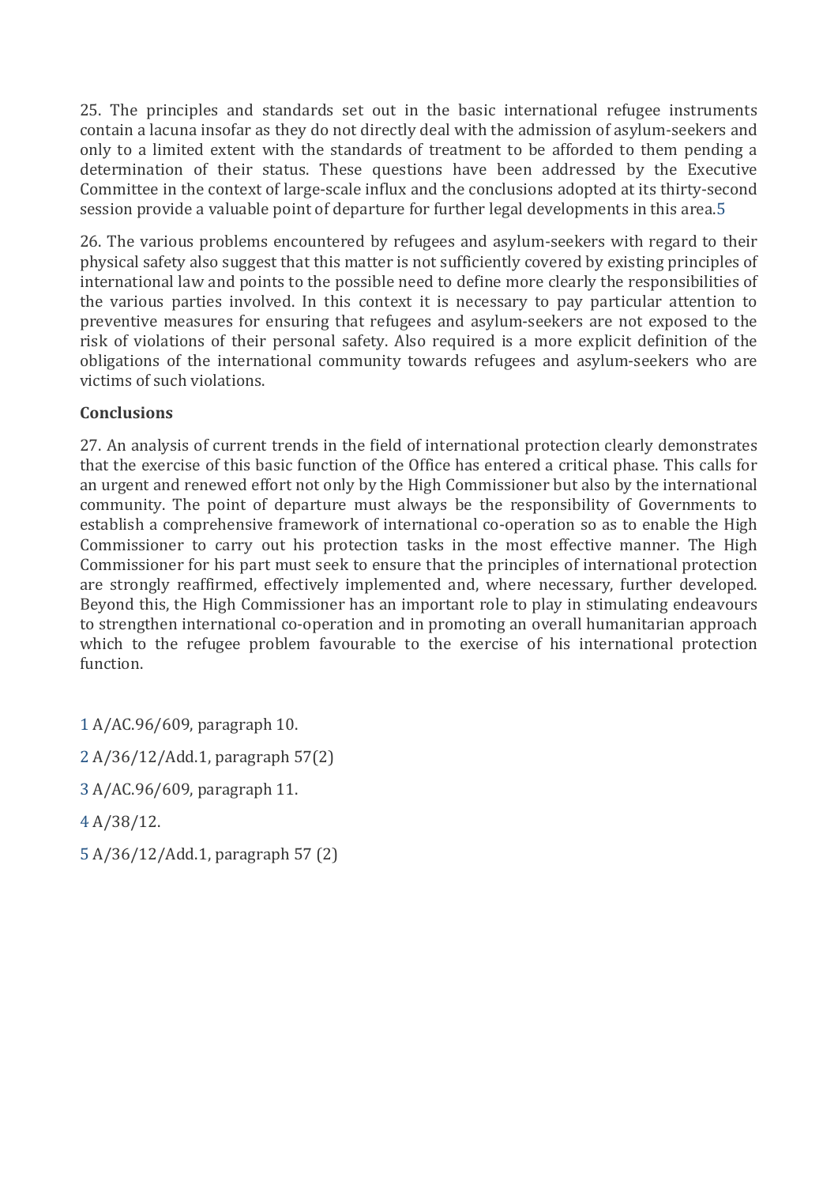25. The principles and standards set out in the basic international refugee instruments contain a lacuna insofar as they do not directly deal with the admission of asylum-seekers and only to a limited extent with the standards of treatment to be afforded to them pending a determination of their status. These questions have been addressed by the Executive Committee in the context of large-scale influx and the conclusions adopted at its thirty-second session provide a valuable point of departure for further legal developments in this area.[5]

26. The various problems encountered by refugees and asylum-seekers with regard to their physical safety also suggest that this matter is not sufficiently covered by existing principles of international law and points to the possible need to define more clearly the responsibilities of the various parties involved. In this context it is necessary to pay particular attention to preventive measures for ensuring that refugees and asylum-seekers are not exposed to the risk of violations of their personal safety. Also required is a more explicit definition of the obligations of the international community towards refugees and asylum-seekers who are victims of such violations.

**Conclusions**

27. An analysis of current trends in the field of international protection clearly demonstrates that the exercise of this basic function of the Office has entered a critical phase. This calls for an urgent and renewed effort not only by the High Commissioner but also by the international community. The point of departure must always be the responsibility of Governments to establish a comprehensive framework of international co-operation so as to enable the High Commissioner to carry out his protection tasks in the most effective manner. The High Commissioner for his part must seek to ensure that the principles of international protection are strongly reaffirmed, effectively implemented and, where necessary, further developed. Beyond this, the High Commissioner has an important role to play in stimulating endeavours to strengthen international co-operation and in promoting an overall humanitarian approach which to the refugee problem favourable to the exercise of his international protection function.

1 A/AC.96/609, paragraph 10.

2 A/36/12/Add.1, paragraph 57(2)

3 A/AC.96/609, paragraph 11.

4 A/38/12.

5 A/36/12/Add.1, paragraph 57 (2)